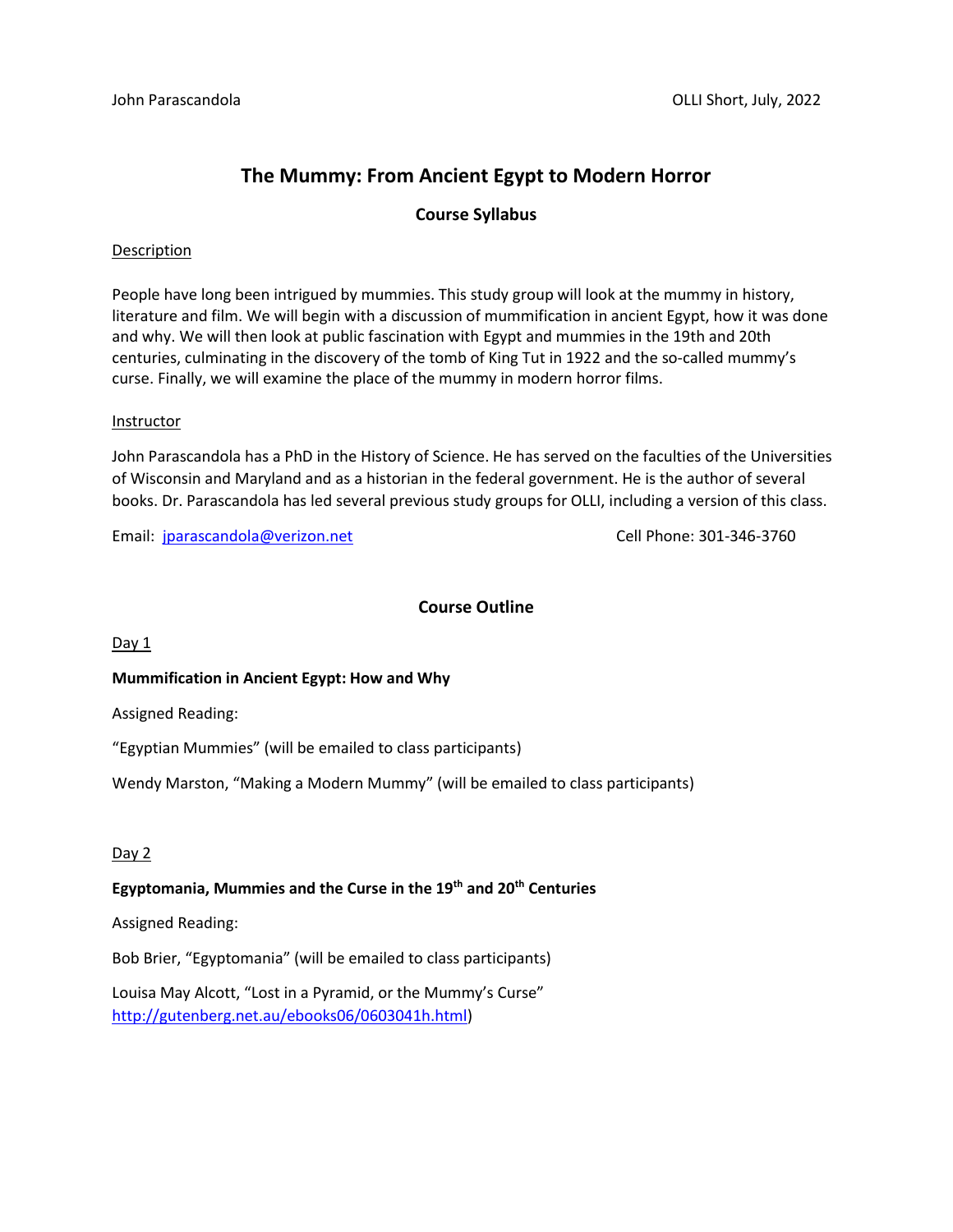John Parascandola OLLI Short, July, 2022

# The Mummy: From Ancient Egypt to Modern Horror

## Course Syllabus

### Description

People have long been intrigued by mummies. This study group will look at the mummy in history, literature and film. We will begin with a discussion of mummification in ancient Egypt, how it was done and why. We will then look at public fascination with Egypt and mummies in the 19th and 20th centuries, culminating in the discovery of the tomb of King Tut in 1922 and the so-called mummy's curse. Finally, we will examine the place of the mummy in modern horror films.

### Instructor

John Parascandola has a PhD in the History of Science. He has served on the faculties of the Universities of Wisconsin and Maryland and as a historian in the federal government. He is the author of several books. Dr. Parascandola has led several previous study groups for OLLI, including a version of this class.

Email: [jparascandola@verizon.net](mailto:jparascandola@verizon.net) Cell Phone: 301-346-3760

## Course Outline

### Day 1

**Mummification in Ancient Egypt: How and Why**

Assigned Reading:

"Egyptian Mummies" (will be emailed to class participants)

Wendy Marston, "Making a Modern Mummy" (will be emailed to class participants)

### Day 2

**Egyptomania, Mummies and the Curse in the 19th and 20th Centuries**

Assigned Reading:

Bob Brier, "Egyptomania" (will be emailed to class participants)

Louisa May Alcott, "Lost in a Pyramid, or the Mummy's Curse" http://gutenberg.net.au/ebooks06/0603041h.html)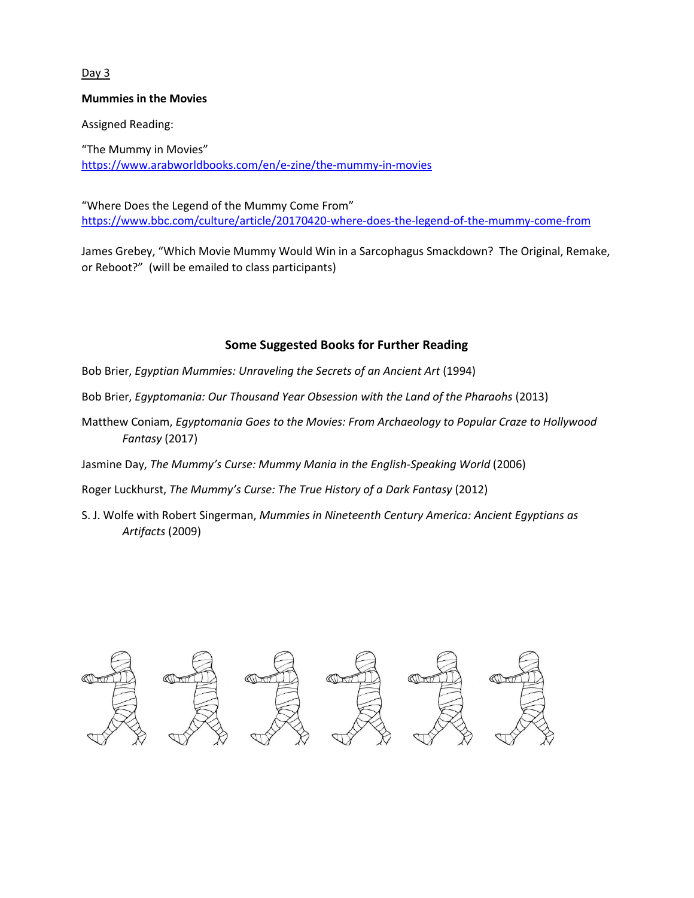<u>Day 3</u>

**Mummies in the Movies**

Assigned Reading:

"The Mummy in Movies"
https://www.arabworldbooks.com/en/e-zine/the-mummy-in-movies

"Where Does the Legend of the Mummy Come From"
https://www.bbc.com/culture/article/20170420-where-does-the-legend-of-the-mummy-come-from

James Grebey, "Which Movie Mummy Would Win in a Sarcophagus Smackdown? The Original, Remake, or Reboot?" (will be emailed to class participants)

## Some Suggested Books for Further Reading

Bob Brier, *Egyptian Mummies: Unraveling the Secrets of an Ancient Art* (1994)

Bob Brier, *Egyptomania: Our Thousand Year Obsession with the Land of the Pharaohs* (2013)

Matthew Coniam, *Egyptomania Goes to the Movies: From Archaeology to Popular Craze to Hollywood Fantasy* (2017)

Jasmine Day, *The Mummy's Curse: Mummy Mania in the English-Speaking World* (2006)

Roger Luckhurst, *The Mummy's Curse: The True History of a Dark Fantasy* (2012)

S. J. Wolfe with Robert Singerman, *Mummies in Nineteenth Century America: Ancient Egyptians as Artifacts* (2009)